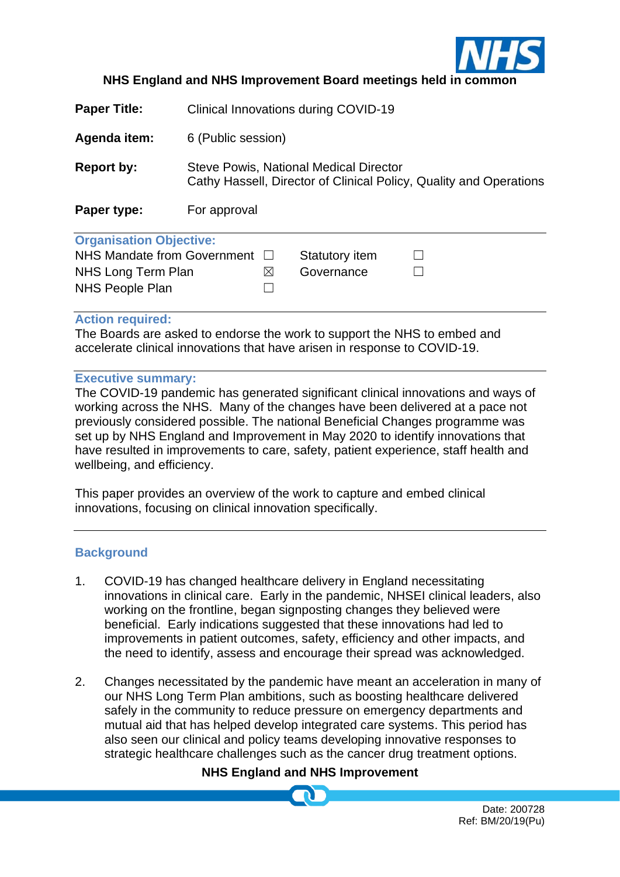**NHS England and NHS Improvement Board meetings held in common**

| | |
|---|---|
| **Paper Title:** | Clinical Innovations during COVID-19 |
| **Agenda item:** | 6 (Public session) |
| **Report by:** | Steve Powis, National Medical Director<br>Cathy Hassell, Director of Clinical Policy, Quality and Operations |
| **Paper type:** | For approval |

**Organisation Objective:**

| | | | |
|---|---|---|---|
| NHS Mandate from Government | ☐ | Statutory item | ☐ |
| NHS Long Term Plan | ☒ | Governance | ☐ |
| NHS People Plan | ☐ | | |

**Action required:**

The Boards are asked to endorse the work to support the NHS to embed and accelerate clinical innovations that have arisen in response to COVID-19.

**Executive summary:**

The COVID-19 pandemic has generated significant clinical innovations and ways of working across the NHS. Many of the changes have been delivered at a pace not previously considered possible. The national Beneficial Changes programme was set up by NHS England and Improvement in May 2020 to identify innovations that have resulted in improvements to care, safety, patient experience, staff health and wellbeing, and efficiency.

This paper provides an overview of the work to capture and embed clinical innovations, focusing on clinical innovation specifically.

## Background

1. COVID-19 has changed healthcare delivery in England necessitating innovations in clinical care. Early in the pandemic, NHSEI clinical leaders, also working on the frontline, began signposting changes they believed were beneficial. Early indications suggested that these innovations had led to improvements in patient outcomes, safety, efficiency and other impacts, and the need to identify, assess and encourage their spread was acknowledged.

2. Changes necessitated by the pandemic have meant an acceleration in many of our NHS Long Term Plan ambitions, such as boosting healthcare delivered safely in the community to reduce pressure on emergency departments and mutual aid that has helped develop integrated care systems. This period has also seen our clinical and policy teams developing innovative responses to strategic healthcare challenges such as the cancer drug treatment options.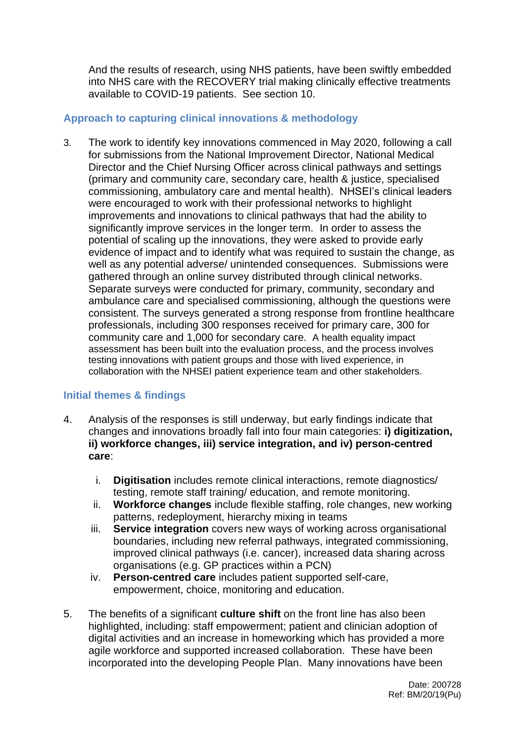And the results of research, using NHS patients, have been swiftly embedded into NHS care with the RECOVERY trial making clinically effective treatments available to COVID-19 patients. See section 10.

## Approach to capturing clinical innovations & methodology

3. The work to identify key innovations commenced in May 2020, following a call for submissions from the National Improvement Director, National Medical Director and the Chief Nursing Officer across clinical pathways and settings (primary and community care, secondary care, health & justice, specialised commissioning, ambulatory care and mental health). NHSEI's clinical leaders were encouraged to work with their professional networks to highlight improvements and innovations to clinical pathways that had the ability to significantly improve services in the longer term. In order to assess the potential of scaling up the innovations, they were asked to provide early evidence of impact and to identify what was required to sustain the change, as well as any potential adverse/ unintended consequences. Submissions were gathered through an online survey distributed through clinical networks. Separate surveys were conducted for primary, community, secondary and ambulance care and specialised commissioning, although the questions were consistent. The surveys generated a strong response from frontline healthcare professionals, including 300 responses received for primary care, 300 for community care and 1,000 for secondary care. A health equality impact assessment has been built into the evaluation process, and the process involves testing innovations with patient groups and those with lived experience, in collaboration with the NHSEI patient experience team and other stakeholders.

## Initial themes & findings

4. Analysis of the responses is still underway, but early findings indicate that changes and innovations broadly fall into four main categories: **i) digitization, ii) workforce changes, iii) service integration, and iv) person-centred care**:

   i. **Digitisation** includes remote clinical interactions, remote diagnostics/ testing, remote staff training/ education, and remote monitoring.
   ii. **Workforce changes** include flexible staffing, role changes, new working patterns, redeployment, hierarchy mixing in teams
   iii. **Service integration** covers new ways of working across organisational boundaries, including new referral pathways, integrated commissioning, improved clinical pathways (i.e. cancer), increased data sharing across organisations (e.g. GP practices within a PCN)
   iv. **Person-centred care** includes patient supported self-care, empowerment, choice, monitoring and education.

5. The benefits of a significant **culture shift** on the front line has also been highlighted, including: staff empowerment; patient and clinician adoption of digital activities and an increase in homeworking which has provided a more agile workforce and supported increased collaboration. These have been incorporated into the developing People Plan. Many innovations have been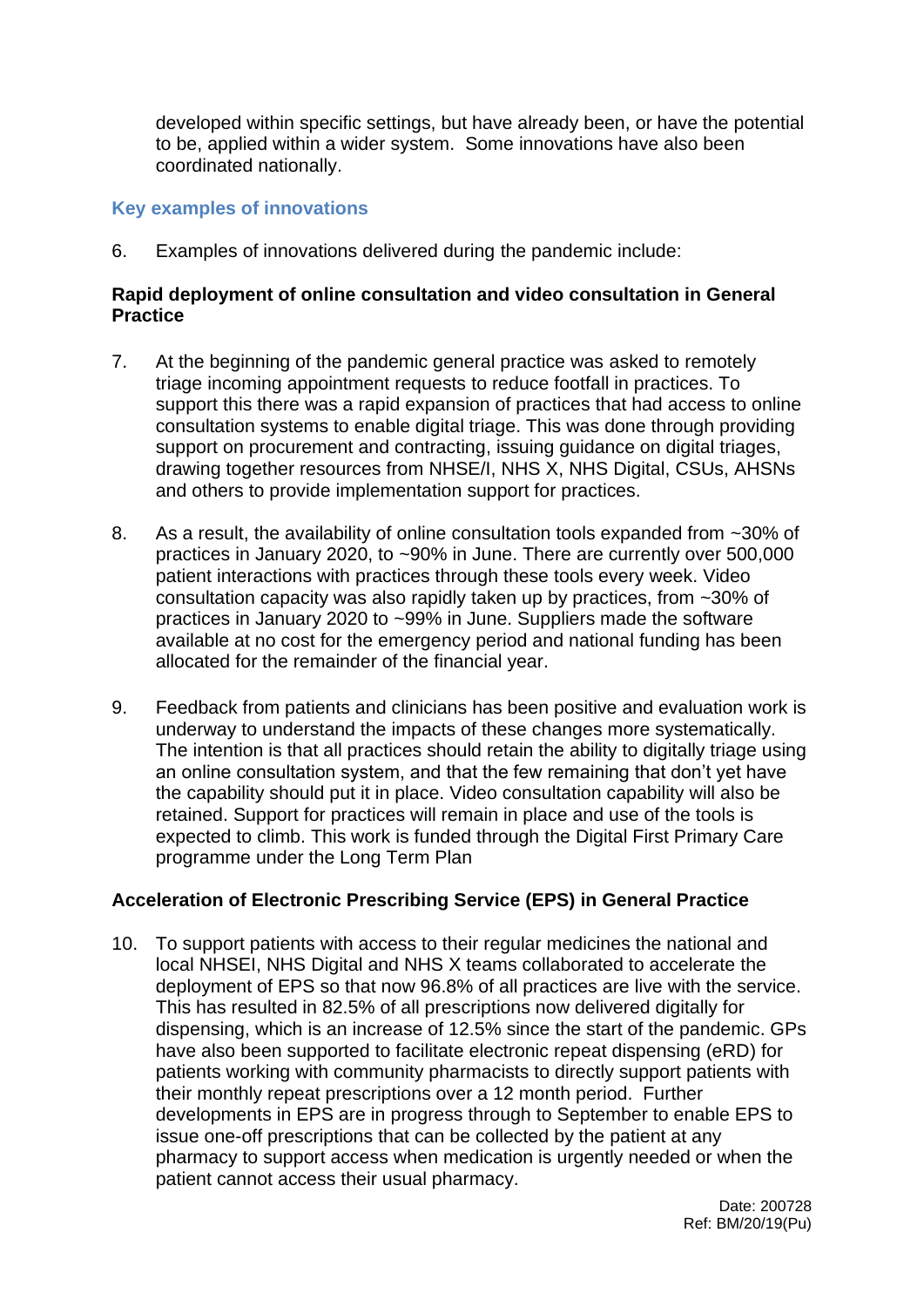developed within specific settings, but have already been, or have the potential to be, applied within a wider system. Some innovations have also been coordinated nationally.

## Key examples of innovations

6. Examples of innovations delivered during the pandemic include:

**Rapid deployment of online consultation and video consultation in General Practice**

7. At the beginning of the pandemic general practice was asked to remotely triage incoming appointment requests to reduce footfall in practices. To support this there was a rapid expansion of practices that had access to online consultation systems to enable digital triage. This was done through providing support on procurement and contracting, issuing guidance on digital triages, drawing together resources from NHSE/I, NHS X, NHS Digital, CSUs, AHSNs and others to provide implementation support for practices.

8. As a result, the availability of online consultation tools expanded from ~30% of practices in January 2020, to ~90% in June. There are currently over 500,000 patient interactions with practices through these tools every week. Video consultation capacity was also rapidly taken up by practices, from ~30% of practices in January 2020 to ~99% in June. Suppliers made the software available at no cost for the emergency period and national funding has been allocated for the remainder of the financial year.

9. Feedback from patients and clinicians has been positive and evaluation work is underway to understand the impacts of these changes more systematically. The intention is that all practices should retain the ability to digitally triage using an online consultation system, and that the few remaining that don't yet have the capability should put it in place. Video consultation capability will also be retained. Support for practices will remain in place and use of the tools is expected to climb. This work is funded through the Digital First Primary Care programme under the Long Term Plan

**Acceleration of Electronic Prescribing Service (EPS) in General Practice**

10. To support patients with access to their regular medicines the national and local NHSEI, NHS Digital and NHS X teams collaborated to accelerate the deployment of EPS so that now 96.8% of all practices are live with the service. This has resulted in 82.5% of all prescriptions now delivered digitally for dispensing, which is an increase of 12.5% since the start of the pandemic. GPs have also been supported to facilitate electronic repeat dispensing (eRD) for patients working with community pharmacists to directly support patients with their monthly repeat prescriptions over a 12 month period. Further developments in EPS are in progress through to September to enable EPS to issue one-off prescriptions that can be collected by the patient at any pharmacy to support access when medication is urgently needed or when the patient cannot access their usual pharmacy.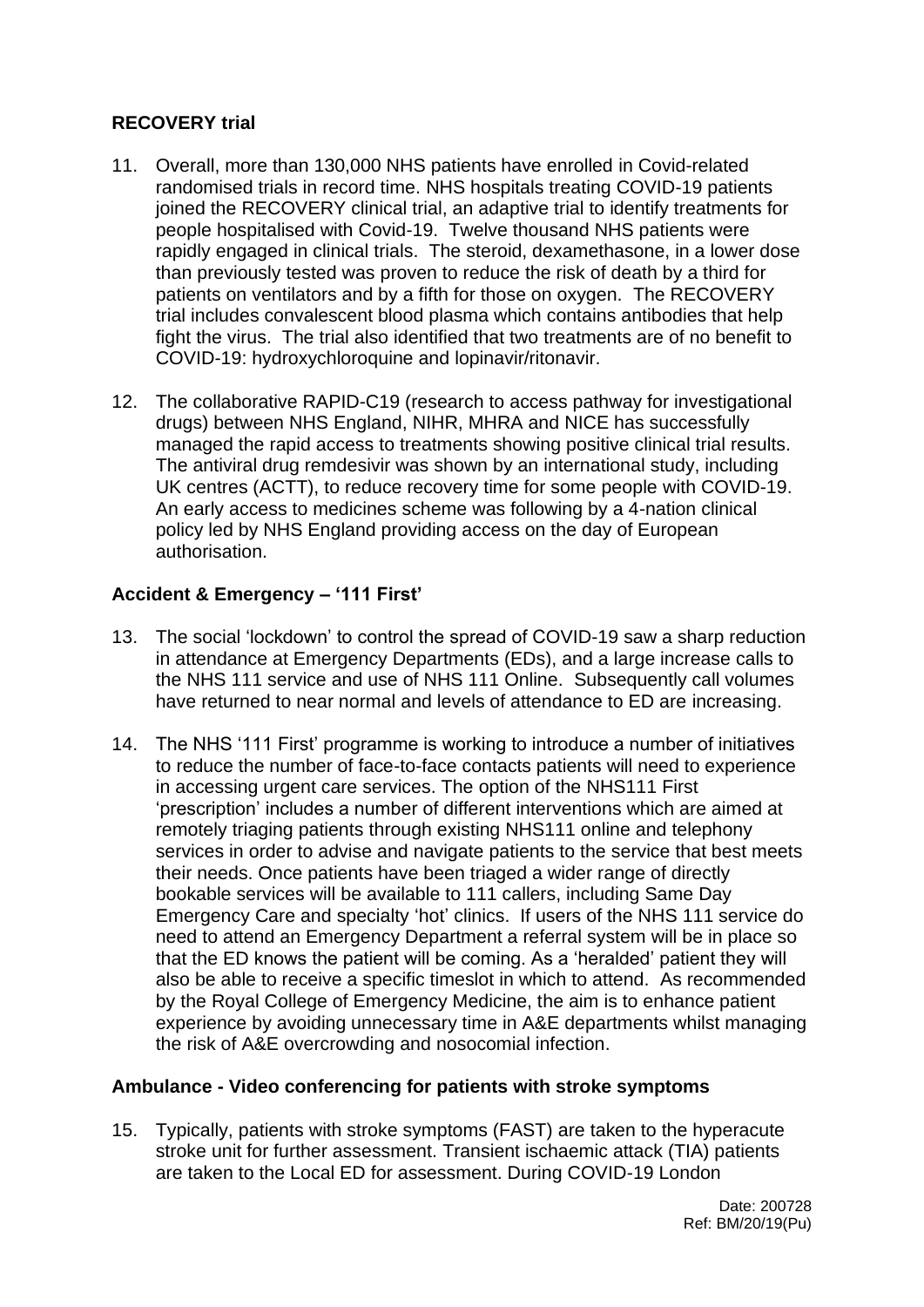### RECOVERY trial

11. Overall, more than 130,000 NHS patients have enrolled in Covid-related randomised trials in record time. NHS hospitals treating COVID-19 patients joined the RECOVERY clinical trial, an adaptive trial to identify treatments for people hospitalised with Covid-19. Twelve thousand NHS patients were rapidly engaged in clinical trials. The steroid, dexamethasone, in a lower dose than previously tested was proven to reduce the risk of death by a third for patients on ventilators and by a fifth for those on oxygen. The RECOVERY trial includes convalescent blood plasma which contains antibodies that help fight the virus. The trial also identified that two treatments are of no benefit to COVID-19: hydroxychloroquine and lopinavir/ritonavir.

12. The collaborative RAPID-C19 (research to access pathway for investigational drugs) between NHS England, NIHR, MHRA and NICE has successfully managed the rapid access to treatments showing positive clinical trial results. The antiviral drug remdesivir was shown by an international study, including UK centres (ACTT), to reduce recovery time for some people with COVID-19. An early access to medicines scheme was following by a 4-nation clinical policy led by NHS England providing access on the day of European authorisation.

### Accident & Emergency – '111 First'

13. The social 'lockdown' to control the spread of COVID-19 saw a sharp reduction in attendance at Emergency Departments (EDs), and a large increase calls to the NHS 111 service and use of NHS 111 Online. Subsequently call volumes have returned to near normal and levels of attendance to ED are increasing.

14. The NHS '111 First' programme is working to introduce a number of initiatives to reduce the number of face-to-face contacts patients will need to experience in accessing urgent care services. The option of the NHS111 First 'prescription' includes a number of different interventions which are aimed at remotely triaging patients through existing NHS111 online and telephony services in order to advise and navigate patients to the service that best meets their needs. Once patients have been triaged a wider range of directly bookable services will be available to 111 callers, including Same Day Emergency Care and specialty 'hot' clinics. If users of the NHS 111 service do need to attend an Emergency Department a referral system will be in place so that the ED knows the patient will be coming. As a 'heralded' patient they will also be able to receive a specific timeslot in which to attend. As recommended by the Royal College of Emergency Medicine, the aim is to enhance patient experience by avoiding unnecessary time in A&E departments whilst managing the risk of A&E overcrowding and nosocomial infection.

### Ambulance - Video conferencing for patients with stroke symptoms

15. Typically, patients with stroke symptoms (FAST) are taken to the hyperacute stroke unit for further assessment. Transient ischaemic attack (TIA) patients are taken to the Local ED for assessment. During COVID-19 London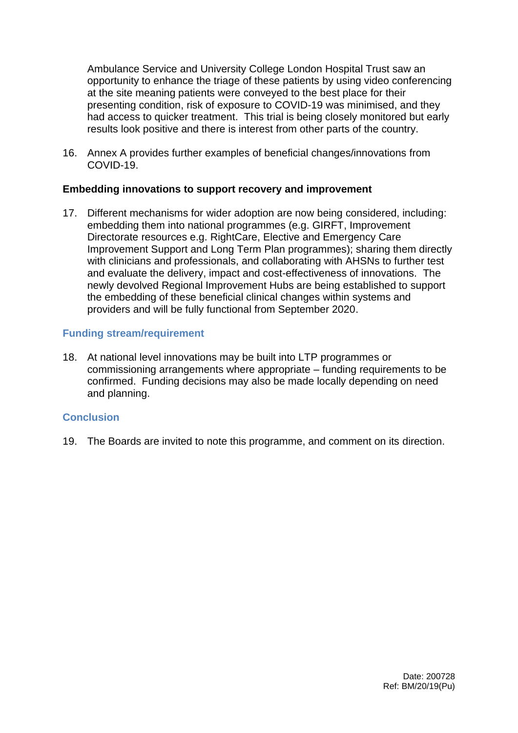Ambulance Service and University College London Hospital Trust saw an opportunity to enhance the triage of these patients by using video conferencing at the site meaning patients were conveyed to the best place for their presenting condition, risk of exposure to COVID-19 was minimised, and they had access to quicker treatment. This trial is being closely monitored but early results look positive and there is interest from other parts of the country.

16. Annex A provides further examples of beneficial changes/innovations from COVID-19.

**Embedding innovations to support recovery and improvement**

17. Different mechanisms for wider adoption are now being considered, including: embedding them into national programmes (e.g. GIRFT, Improvement Directorate resources e.g. RightCare, Elective and Emergency Care Improvement Support and Long Term Plan programmes); sharing them directly with clinicians and professionals, and collaborating with AHSNs to further test and evaluate the delivery, impact and cost-effectiveness of innovations. The newly devolved Regional Improvement Hubs are being established to support the embedding of these beneficial clinical changes within systems and providers and will be fully functional from September 2020.

## Funding stream/requirement

18. At national level innovations may be built into LTP programmes or commissioning arrangements where appropriate – funding requirements to be confirmed. Funding decisions may also be made locally depending on need and planning.

## Conclusion

19. The Boards are invited to note this programme, and comment on its direction.

Date: 200728
Ref: BM/20/19(Pu)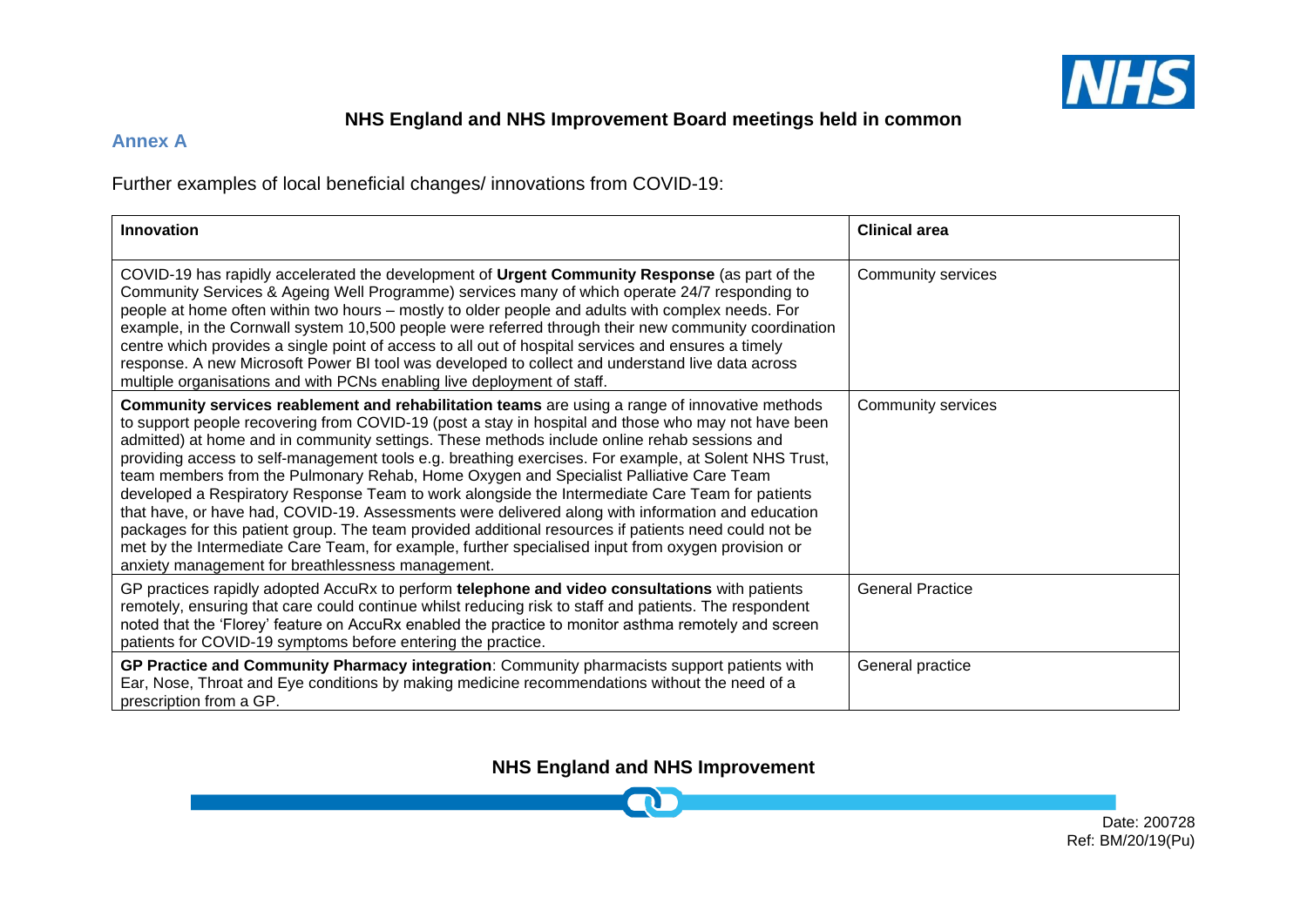**Annex A**

Further examples of local beneficial changes/ innovations from COVID-19:

| Innovation | Clinical area |
|---|---|
| COVID-19 has rapidly accelerated the development of **Urgent Community Response** (as part of the Community Services & Ageing Well Programme) services many of which operate 24/7 responding to people at home often within two hours – mostly to older people and adults with complex needs. For example, in the Cornwall system 10,500 people were referred through their new community coordination centre which provides a single point of access to all out of hospital services and ensures a timely response. A new Microsoft Power BI tool was developed to collect and understand live data across multiple organisations and with PCNs enabling live deployment of staff. | Community services |
| **Community services reablement and rehabilitation teams** are using a range of innovative methods to support people recovering from COVID-19 (post a stay in hospital and those who may not have been admitted) at home and in community settings. These methods include online rehab sessions and providing access to self-management tools e.g. breathing exercises. For example, at Solent NHS Trust, team members from the Pulmonary Rehab, Home Oxygen and Specialist Palliative Care Team developed a Respiratory Response Team to work alongside the Intermediate Care Team for patients that have, or have had, COVID-19. Assessments were delivered along with information and education packages for this patient group. The team provided additional resources if patients need could not be met by the Intermediate Care Team, for example, further specialised input from oxygen provision or anxiety management for breathlessness management. | Community services |
| GP practices rapidly adopted AccuRx to perform **telephone and video consultations** with patients remotely, ensuring that care could continue whilst reducing risk to staff and patients. The respondent noted that the 'Florey' feature on AccuRx enabled the practice to monitor asthma remotely and screen patients for COVID-19 symptoms before entering the practice. | General Practice |
| **GP Practice and Community Pharmacy integration**: Community pharmacists support patients with Ear, Nose, Throat and Eye conditions by making medicine recommendations without the need of a prescription from a GP. | General practice |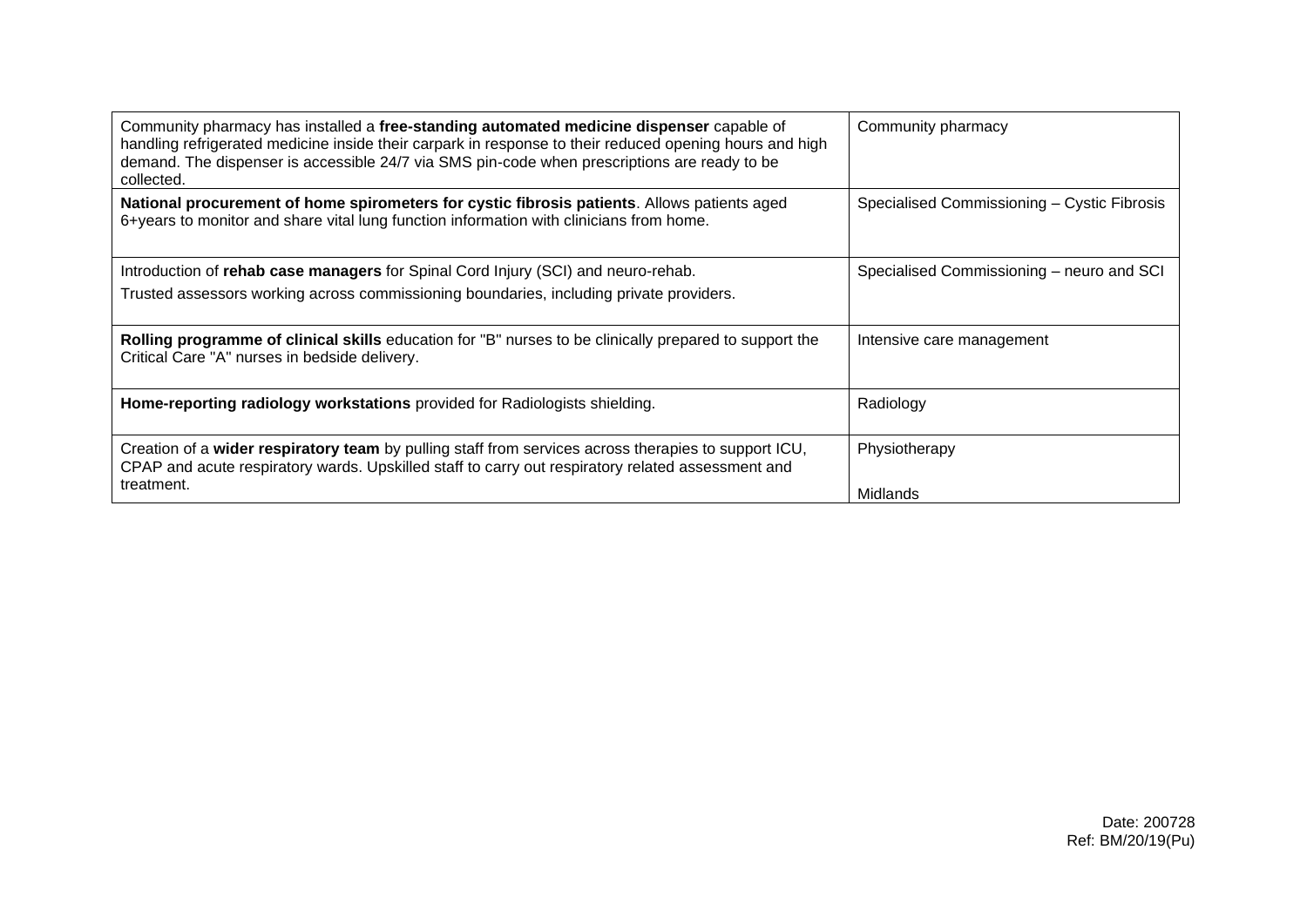| | |
|---|---|
| Community pharmacy has installed a **free-standing automated medicine dispenser** capable of handling refrigerated medicine inside their carpark in response to their reduced opening hours and high demand. The dispenser is accessible 24/7 via SMS pin-code when prescriptions are ready to be collected. | Community pharmacy |
| **National procurement of home spirometers for cystic fibrosis patients**. Allows patients aged 6+years to monitor and share vital lung function information with clinicians from home. | Specialised Commissioning – Cystic Fibrosis |
| Introduction of **rehab case managers** for Spinal Cord Injury (SCI) and neuro-rehab.<br>Trusted assessors working across commissioning boundaries, including private providers. | Specialised Commissioning – neuro and SCI |
| **Rolling programme of clinical skills** education for "B" nurses to be clinically prepared to support the Critical Care "A" nurses in bedside delivery. | Intensive care management |
| **Home-reporting radiology workstations** provided for Radiologists shielding. | Radiology |
| Creation of a **wider respiratory team** by pulling staff from services across therapies to support ICU, CPAP and acute respiratory wards. Upskilled staff to carry out respiratory related assessment and treatment. | Physiotherapy<br><br>Midlands |

Date: 200728
Ref: BM/20/19(Pu)